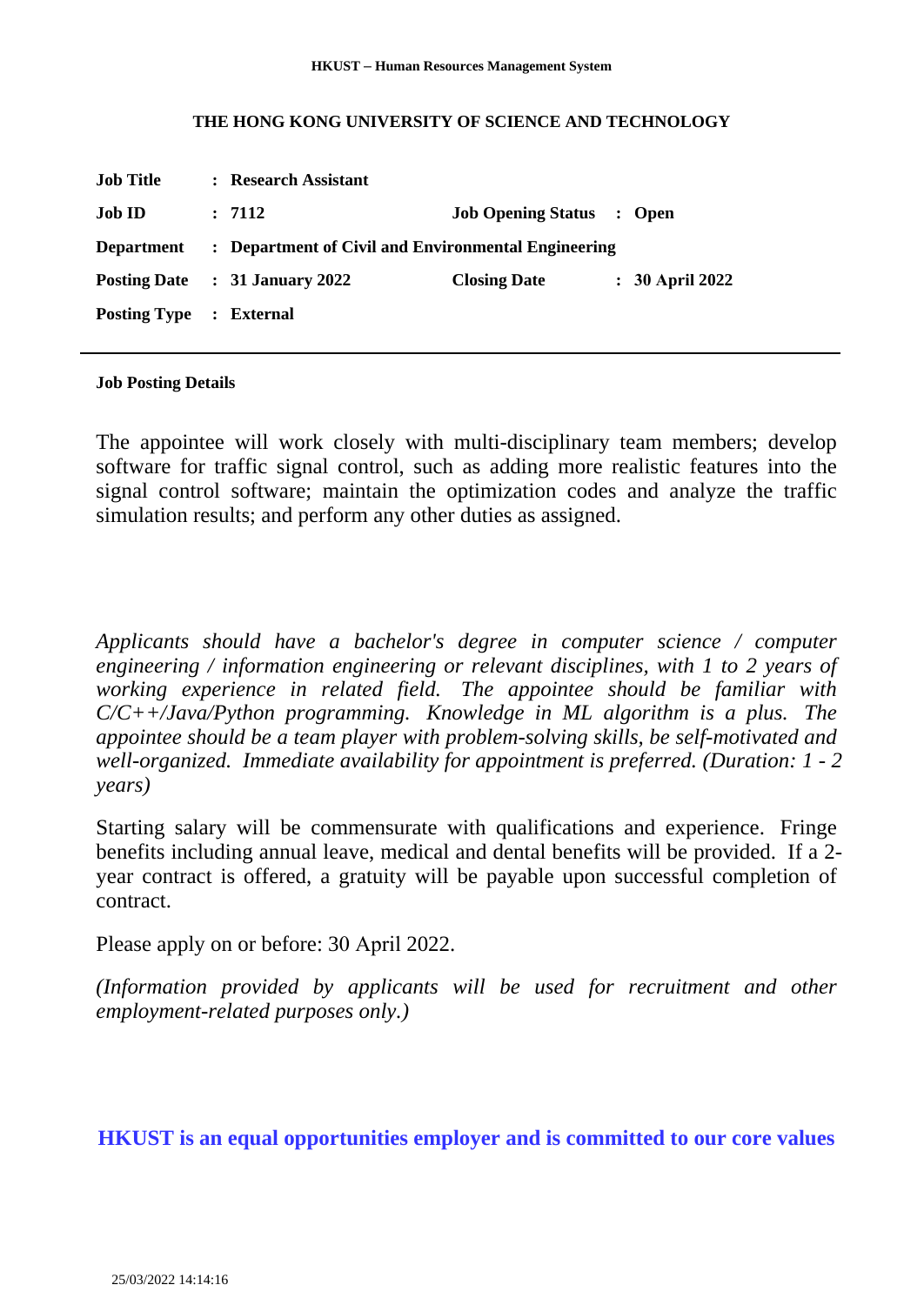HKUST – Human Resources Management System

# THE HONG KONG UNIVERSITY OF SCIENCE AND TECHNOLOGY

| | | | |
|---|---|---|---|
| **Job Title** | **: Research Assistant** | | |
| **Job ID** | **: 7112** | **Job Opening Status** | **: Open** |
| **Department** | **: Department of Civil and Environmental Engineering** | | |
| **Posting Date** | **: 31 January 2022** | **Closing Date** | **: 30 April 2022** |
| **Posting Type** | **: External** | | |

---

**Job Posting Details**

The appointee will work closely with multi-disciplinary team members; develop software for traffic signal control, such as adding more realistic features into the signal control software; maintain the optimization codes and analyze the traffic simulation results; and perform any other duties as assigned.

*Applicants should have a bachelor's degree in computer science / computer engineering / information engineering or relevant disciplines, with 1 to 2 years of working experience in related field. The appointee should be familiar with C/C++/Java/Python programming. Knowledge in ML algorithm is a plus. The appointee should be a team player with problem-solving skills, be self-motivated and well-organized. Immediate availability for appointment is preferred. (Duration: 1 - 2 years)*

Starting salary will be commensurate with qualifications and experience. Fringe benefits including annual leave, medical and dental benefits will be provided. If a 2-year contract is offered, a gratuity will be payable upon successful completion of contract.

Please apply on or before: 30 April 2022.

*(Information provided by applicants will be used for recruitment and other employment-related purposes only.)*

**HKUST is an equal opportunities employer and is committed to our core values**

25/03/2022 14:14:16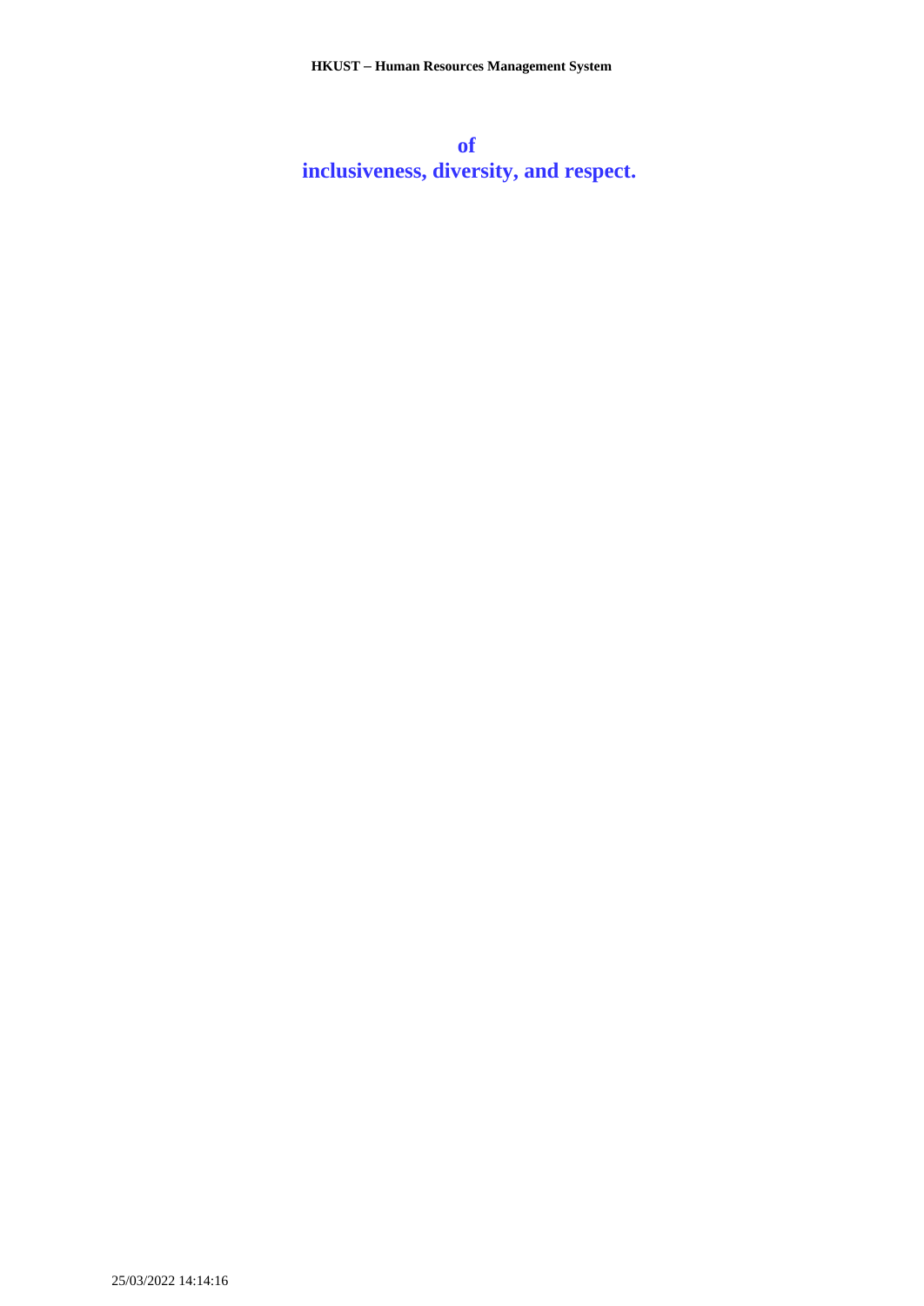**of inclusiveness, diversity, and respect.**